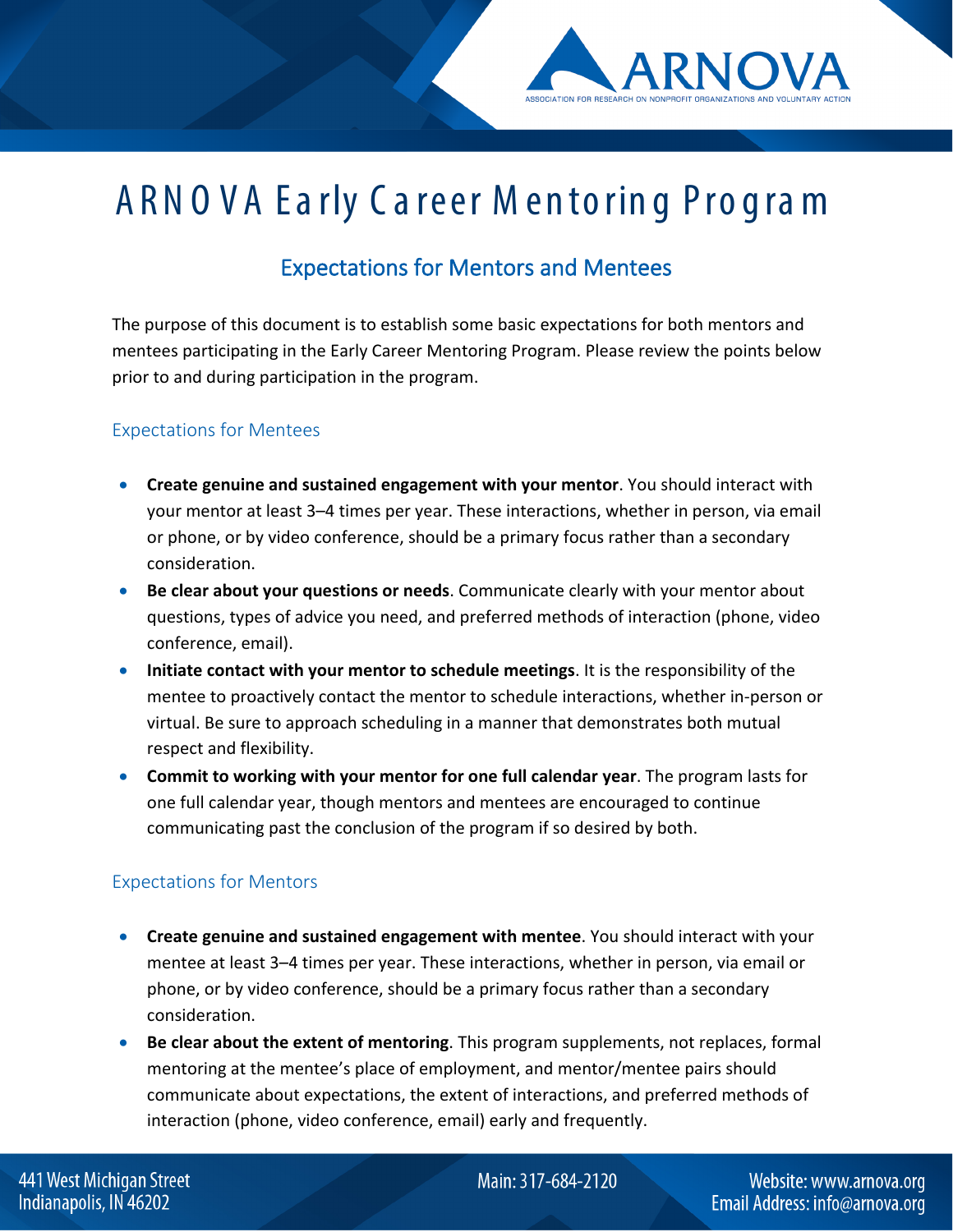# ARNOVA Early Career Mentoring Program

## Expectations for Mentors and Mentees

The purpose of this document is to establish some basic expectations for both mentors and mentees participating in the Early Career Mentoring Program. Please review the points below prior to and during participation in the program.

### Expectations for Mentees

- **Create genuine and sustained engagement with your mentor**. You should interact with your mentor at least 3–4 times per year. These interactions, whether in person, via email or phone, or by video conference, should be a primary focus rather than a secondary consideration.
- **Be clear about your questions or needs**. Communicate clearly with your mentor about questions, types of advice you need, and preferred methods of interaction (phone, video conference, email).
- **Initiate contact with your mentor to schedule meetings**. It is the responsibility of the mentee to proactively contact the mentor to schedule interactions, whether in-person or virtual. Be sure to approach scheduling in a manner that demonstrates both mutual respect and flexibility.
- **Commit to working with your mentor for one full calendar year**. The program lasts for one full calendar year, though mentors and mentees are encouraged to continue communicating past the conclusion of the program if so desired by both.

### Expectations for Mentors

- **Create genuine and sustained engagement with mentee**. You should interact with your mentee at least 3–4 times per year. These interactions, whether in person, via email or phone, or by video conference, should be a primary focus rather than a secondary consideration.
- **Be clear about the extent of mentoring**. This program supplements, not replaces, formal mentoring at the mentee's place of employment, and mentor/mentee pairs should communicate about expectations, the extent of interactions, and preferred methods of interaction (phone, video conference, email) early and frequently.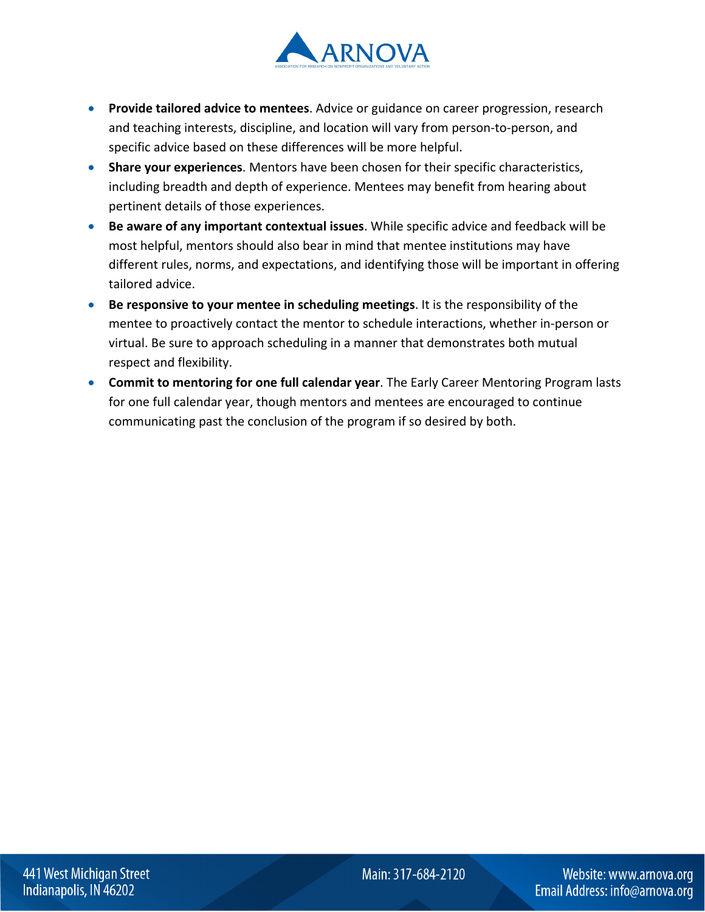- **Provide tailored advice to mentees**. Advice or guidance on career progression, research and teaching interests, discipline, and location will vary from person-to-person, and specific advice based on these differences will be more helpful.
- **Share your experiences**. Mentors have been chosen for their specific characteristics, including breadth and depth of experience. Mentees may benefit from hearing about pertinent details of those experiences.
- **Be aware of any important contextual issues**. While specific advice and feedback will be most helpful, mentors should also bear in mind that mentee institutions may have different rules, norms, and expectations, and identifying those will be important in offering tailored advice.
- **Be responsive to your mentee in scheduling meetings**. It is the responsibility of the mentee to proactively contact the mentor to schedule interactions, whether in-person or virtual. Be sure to approach scheduling in a manner that demonstrates both mutual respect and flexibility.
- **Commit to mentoring for one full calendar year**. The Early Career Mentoring Program lasts for one full calendar year, though mentors and mentees are encouraged to continue communicating past the conclusion of the program if so desired by both.